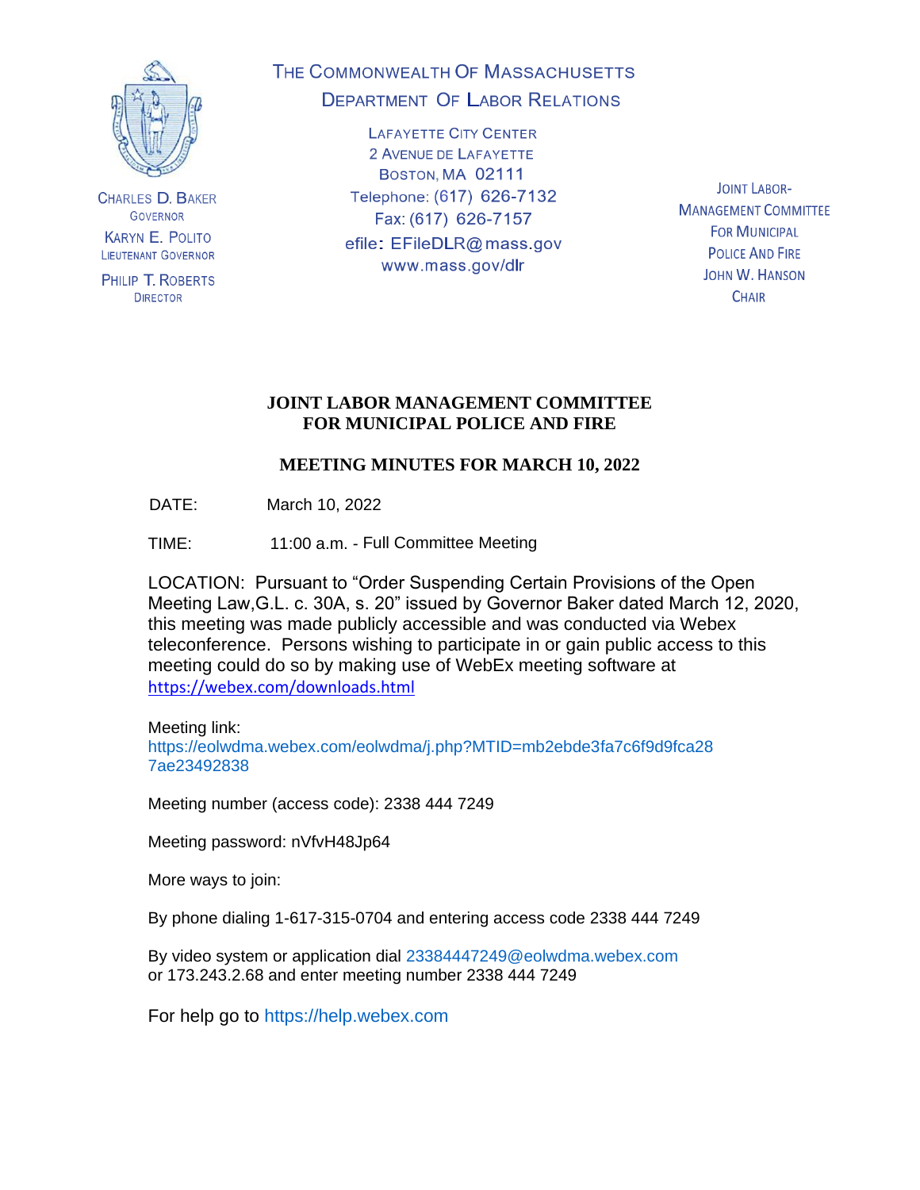CHARLES D. BAKER
GOVERNOR

KARYN E. POLITO
LIEUTENANT GOVERNOR

PHILIP T. ROBERTS
DIRECTOR

THE COMMONWEALTH OF MASSACHUSETTS
DEPARTMENT OF LABOR RELATIONS

LAFAYETTE CITY CENTER
2 AVENUE DE LAFAYETTE
BOSTON, MA 02111
Telephone: (617) 626-7132
Fax: (617) 626-7157
efile: EFileDLR@mass.gov
www.mass.gov/dlr

JOINT LABOR-
MANAGEMENT COMMITTEE
FOR MUNICIPAL
POLICE AND FIRE
JOHN W. HANSON
CHAIR

# JOINT LABOR MANAGEMENT COMMITTEE FOR MUNICIPAL POLICE AND FIRE

## MEETING MINUTES FOR MARCH 10, 2022

DATE: March 10, 2022

TIME: 11:00 a.m. - Full Committee Meeting

LOCATION: Pursuant to "Order Suspending Certain Provisions of the Open Meeting Law,G.L. c. 30A, s. 20" issued by Governor Baker dated March 12, 2020, this meeting was made publicly accessible and was conducted via Webex teleconference. Persons wishing to participate in or gain public access to this meeting could do so by making use of WebEx meeting software at https://webex.com/downloads.html

Meeting link:
https://eolwdma.webex.com/eolwdma/j.php?MTID=mb2ebde3fa7c6f9d9fca28 7ae23492838

Meeting number (access code): 2338 444 7249

Meeting password: nVfvH48Jp64

More ways to join:

By phone dialing 1-617-315-0704 and entering access code 2338 444 7249

By video system or application dial 23384447249@eolwdma.webex.com or 173.243.2.68 and enter meeting number 2338 444 7249

For help go to https://help.webex.com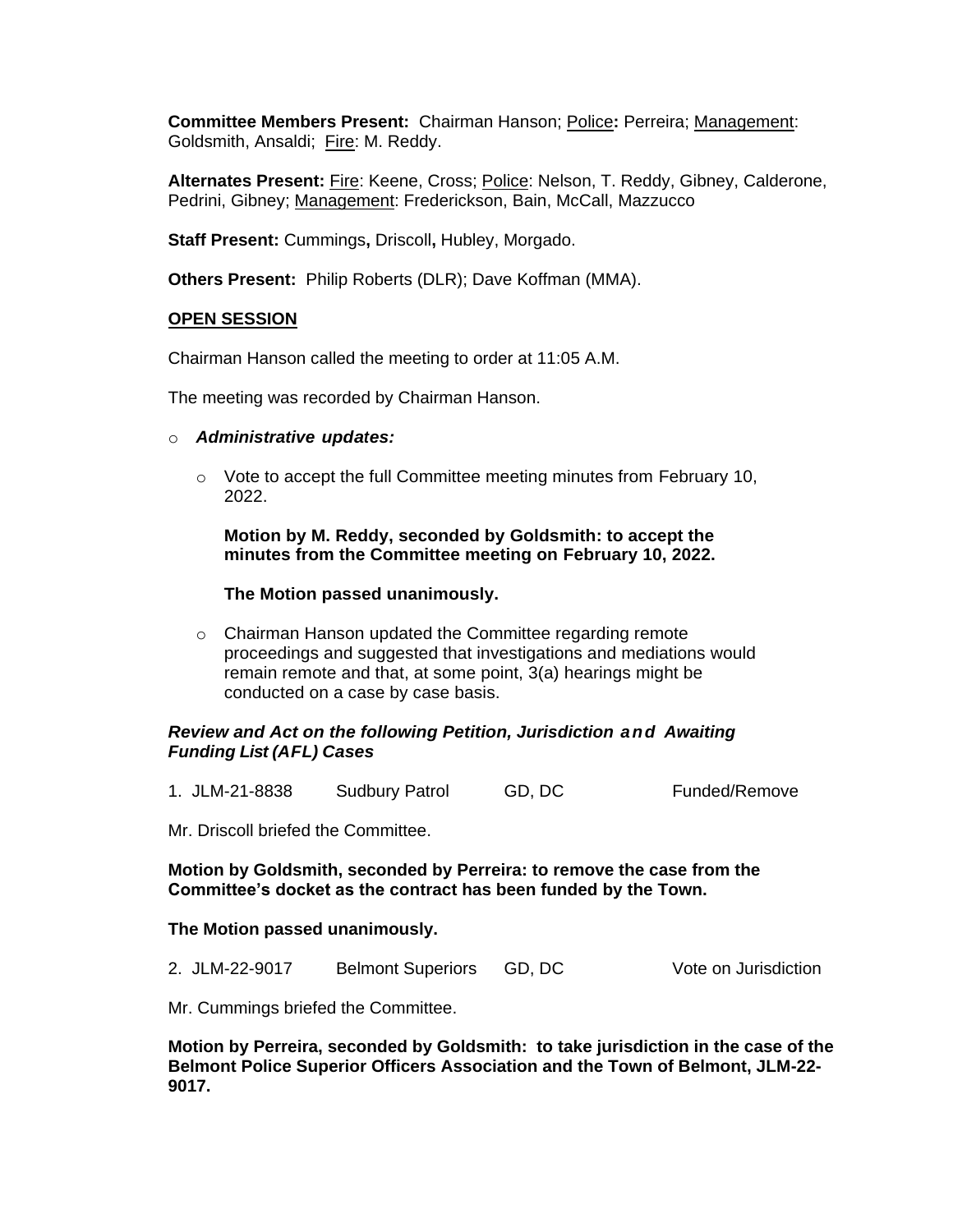**Committee Members Present:** Chairman Hanson; Police**:** Perreira; Management: Goldsmith, Ansaldi; Fire: M. Reddy.

**Alternates Present:** Fire: Keene, Cross; Police: Nelson, T. Reddy, Gibney, Calderone, Pedrini, Gibney; Management: Frederickson, Bain, McCall, Mazzucco

**Staff Present:** Cummings**,** Driscoll**,** Hubley, Morgado.

**Others Present:** Philip Roberts (DLR); Dave Koffman (MMA).

**OPEN SESSION**

Chairman Hanson called the meeting to order at 11:05 A.M.

The meeting was recorded by Chairman Hanson.

- ***Administrative updates:***
  - Vote to accept the full Committee meeting minutes from February 10, 2022.

    **Motion by M. Reddy, seconded by Goldsmith: to accept the minutes from the Committee meeting on February 10, 2022.**

    **The Motion passed unanimously.**

  - Chairman Hanson updated the Committee regarding remote proceedings and suggested that investigations and mediations would remain remote and that, at some point, 3(a) hearings might be conducted on a case by case basis.

***Review and Act on the following Petition, Jurisdiction and Awaiting Funding List (AFL) Cases***

1. JLM-21-8838 Sudbury Patrol GD, DC Funded/Remove

Mr. Driscoll briefed the Committee.

**Motion by Goldsmith, seconded by Perreira: to remove the case from the Committee's docket as the contract has been funded by the Town.**

**The Motion passed unanimously.**

2. JLM-22-9017 Belmont Superiors GD, DC Vote on Jurisdiction

Mr. Cummings briefed the Committee.

**Motion by Perreira, seconded by Goldsmith: to take jurisdiction in the case of the Belmont Police Superior Officers Association and the Town of Belmont, JLM-22-9017.**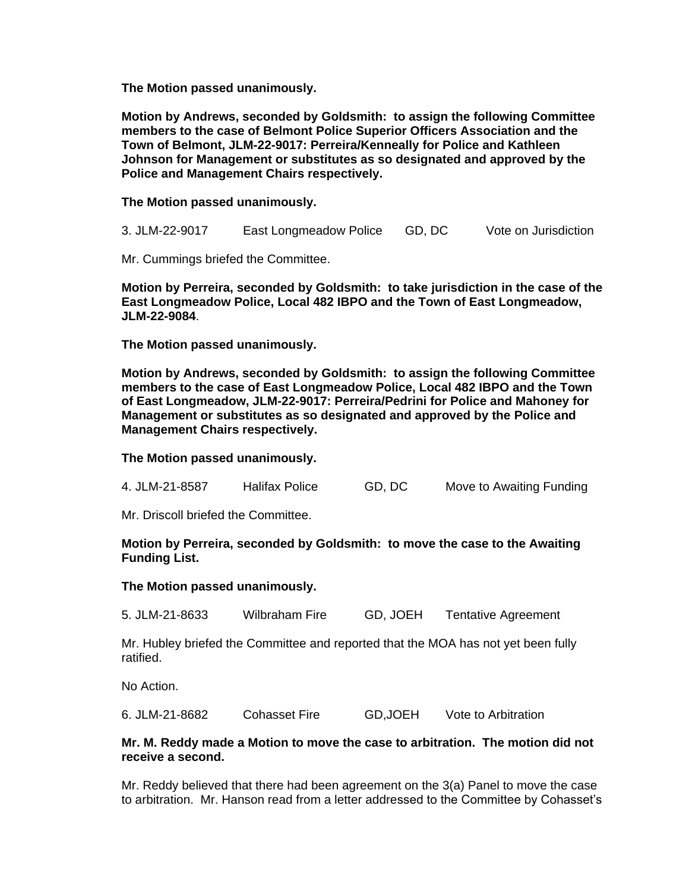**The Motion passed unanimously.**

**Motion by Andrews, seconded by Goldsmith: to assign the following Committee members to the case of Belmont Police Superior Officers Association and the Town of Belmont, JLM-22-9017: Perreira/Kenneally for Police and Kathleen Johnson for Management or substitutes as so designated and approved by the Police and Management Chairs respectively.**

**The Motion passed unanimously.**

3. JLM-22-9017 East Longmeadow Police GD, DC Vote on Jurisdiction

Mr. Cummings briefed the Committee.

**Motion by Perreira, seconded by Goldsmith: to take jurisdiction in the case of the East Longmeadow Police, Local 482 IBPO and the Town of East Longmeadow, JLM-22-9084**.

**The Motion passed unanimously.**

**Motion by Andrews, seconded by Goldsmith: to assign the following Committee members to the case of East Longmeadow Police, Local 482 IBPO and the Town of East Longmeadow, JLM-22-9017: Perreira/Pedrini for Police and Mahoney for Management or substitutes as so designated and approved by the Police and Management Chairs respectively.**

**The Motion passed unanimously.**

4. JLM-21-8587 Halifax Police GD, DC Move to Awaiting Funding

Mr. Driscoll briefed the Committee.

**Motion by Perreira, seconded by Goldsmith: to move the case to the Awaiting Funding List.**

**The Motion passed unanimously.**

5. JLM-21-8633 Wilbraham Fire GD, JOEH Tentative Agreement

Mr. Hubley briefed the Committee and reported that the MOA has not yet been fully ratified.

No Action.

6. JLM-21-8682 Cohasset Fire GD,JOEH Vote to Arbitration

**Mr. M. Reddy made a Motion to move the case to arbitration. The motion did not receive a second.**

Mr. Reddy believed that there had been agreement on the 3(a) Panel to move the case to arbitration. Mr. Hanson read from a letter addressed to the Committee by Cohasset's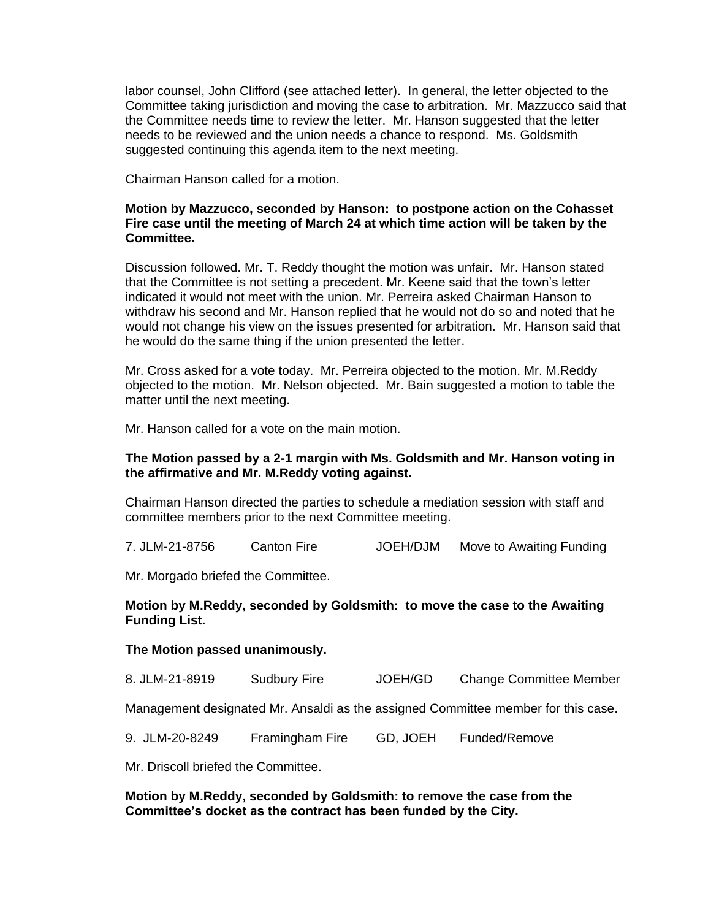labor counsel, John Clifford (see attached letter). In general, the letter objected to the Committee taking jurisdiction and moving the case to arbitration. Mr. Mazzucco said that the Committee needs time to review the letter. Mr. Hanson suggested that the letter needs to be reviewed and the union needs a chance to respond. Ms. Goldsmith suggested continuing this agenda item to the next meeting.

Chairman Hanson called for a motion.

**Motion by Mazzucco, seconded by Hanson: to postpone action on the Cohasset Fire case until the meeting of March 24 at which time action will be taken by the Committee.**

Discussion followed. Mr. T. Reddy thought the motion was unfair. Mr. Hanson stated that the Committee is not setting a precedent. Mr. Keene said that the town's letter indicated it would not meet with the union. Mr. Perreira asked Chairman Hanson to withdraw his second and Mr. Hanson replied that he would not do so and noted that he would not change his view on the issues presented for arbitration. Mr. Hanson said that he would do the same thing if the union presented the letter.

Mr. Cross asked for a vote today. Mr. Perreira objected to the motion. Mr. M.Reddy objected to the motion. Mr. Nelson objected. Mr. Bain suggested a motion to table the matter until the next meeting.

Mr. Hanson called for a vote on the main motion.

**The Motion passed by a 2-1 margin with Ms. Goldsmith and Mr. Hanson voting in the affirmative and Mr. M.Reddy voting against.**

Chairman Hanson directed the parties to schedule a mediation session with staff and committee members prior to the next Committee meeting.

7. JLM-21-8756 Canton Fire JOEH/DJM Move to Awaiting Funding

Mr. Morgado briefed the Committee.

**Motion by M.Reddy, seconded by Goldsmith: to move the case to the Awaiting Funding List.**

**The Motion passed unanimously.**

8. JLM-21-8919 Sudbury Fire JOEH/GD Change Committee Member

Management designated Mr. Ansaldi as the assigned Committee member for this case.

9. JLM-20-8249 Framingham Fire GD, JOEH Funded/Remove

Mr. Driscoll briefed the Committee.

**Motion by M.Reddy, seconded by Goldsmith: to remove the case from the Committee's docket as the contract has been funded by the City.**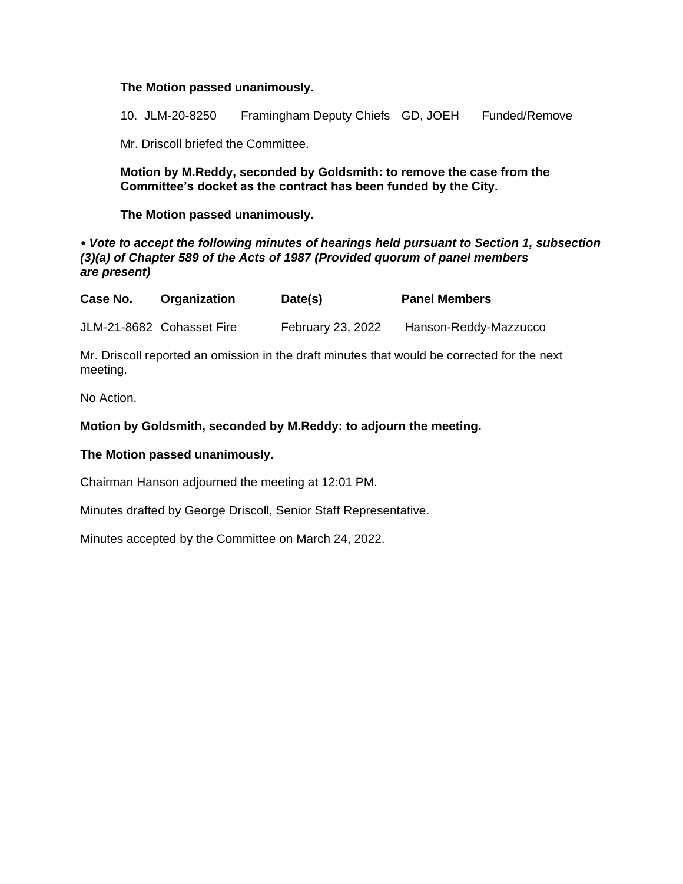**The Motion passed unanimously.**

10. JLM-20-8250 Framingham Deputy Chiefs GD, JOEH Funded/Remove

Mr. Driscoll briefed the Committee.

**Motion by M.Reddy, seconded by Goldsmith: to remove the case from the Committee's docket as the contract has been funded by the City.**

**The Motion passed unanimously.**

***• Vote to accept the following minutes of hearings held pursuant to Section 1, subsection (3)(a) of Chapter 589 of the Acts of 1987 (Provided quorum of panel members are present)***

| **Case No.** | **Organization** | **Date(s)** | **Panel Members** |
|---|---|---|---|
| JLM-21-8682 | Cohasset Fire | February 23, 2022 | Hanson-Reddy-Mazzucco |

Mr. Driscoll reported an omission in the draft minutes that would be corrected for the next meeting.

No Action.

**Motion by Goldsmith, seconded by M.Reddy: to adjourn the meeting.**

**The Motion passed unanimously.**

Chairman Hanson adjourned the meeting at 12:01 PM.

Minutes drafted by George Driscoll, Senior Staff Representative.

Minutes accepted by the Committee on March 24, 2022.